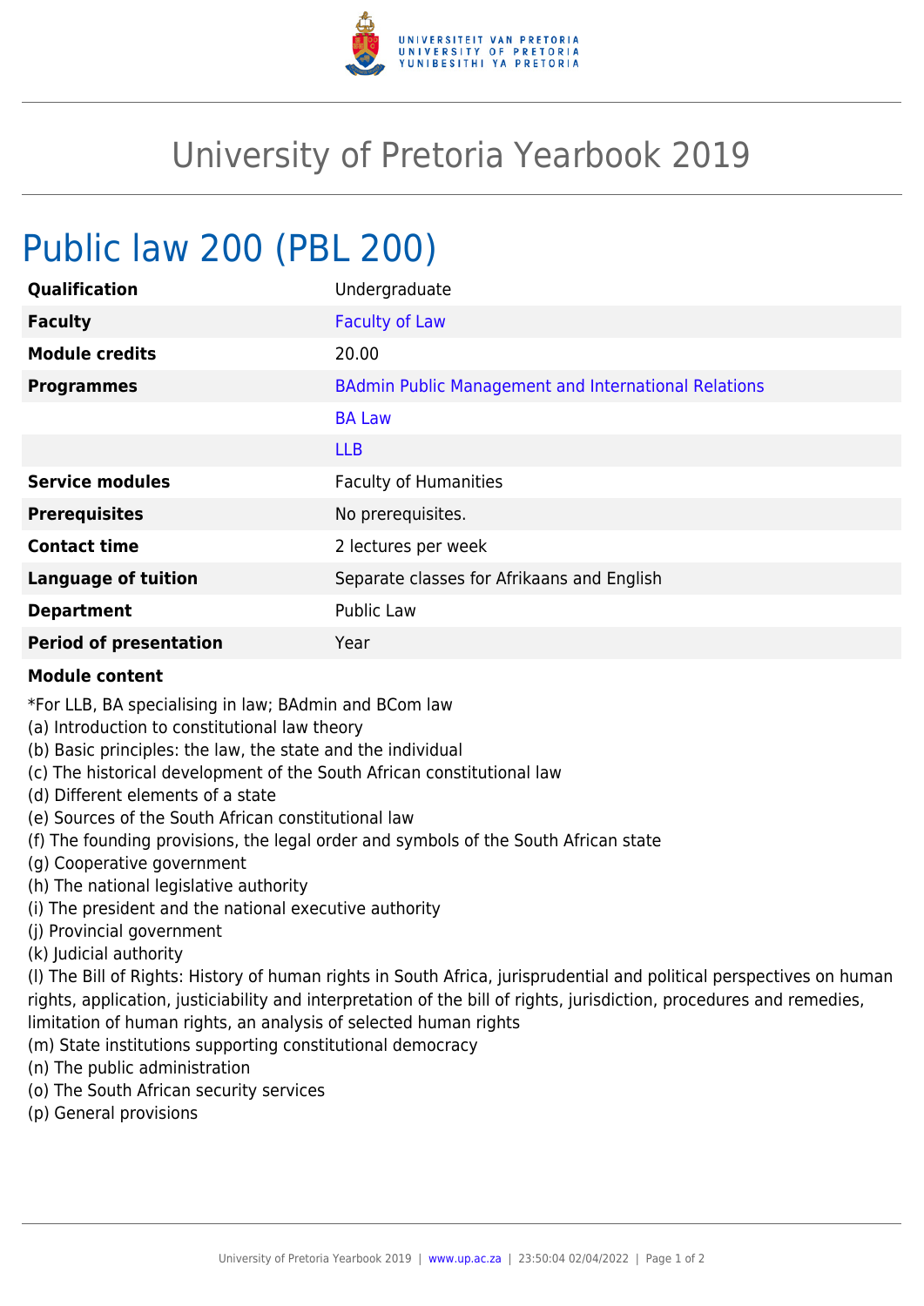# University of Pretoria Yearbook 2019

## Public law 200 (PBL 200)

| | |
|---|---|
| **Qualification** | Undergraduate |
| **Faculty** | Faculty of Law |
| **Module credits** | 20.00 |
| **Programmes** | BAdmin Public Management and International Relations |
| | BA Law |
| | LLB |
| **Service modules** | Faculty of Humanities |
| **Prerequisites** | No prerequisites. |
| **Contact time** | 2 lectures per week |
| **Language of tuition** | Separate classes for Afrikaans and English |
| **Department** | Public Law |
| **Period of presentation** | Year |

**Module content**

*For LLB, BA specialising in law; BAdmin and BCom law
(a) Introduction to constitutional law theory
(b) Basic principles: the law, the state and the individual
(c) The historical development of the South African constitutional law
(d) Different elements of a state
(e) Sources of the South African constitutional law
(f) The founding provisions, the legal order and symbols of the South African state
(g) Cooperative government
(h) The national legislative authority
(i) The president and the national executive authority
(j) Provincial government
(k) Judicial authority
(l) The Bill of Rights: History of human rights in South Africa, jurisprudential and political perspectives on human rights, application, justiciability and interpretation of the bill of rights, jurisdiction, procedures and remedies, limitation of human rights, an analysis of selected human rights
(m) State institutions supporting constitutional democracy
(n) The public administration
(o) The South African security services
(p) General provisions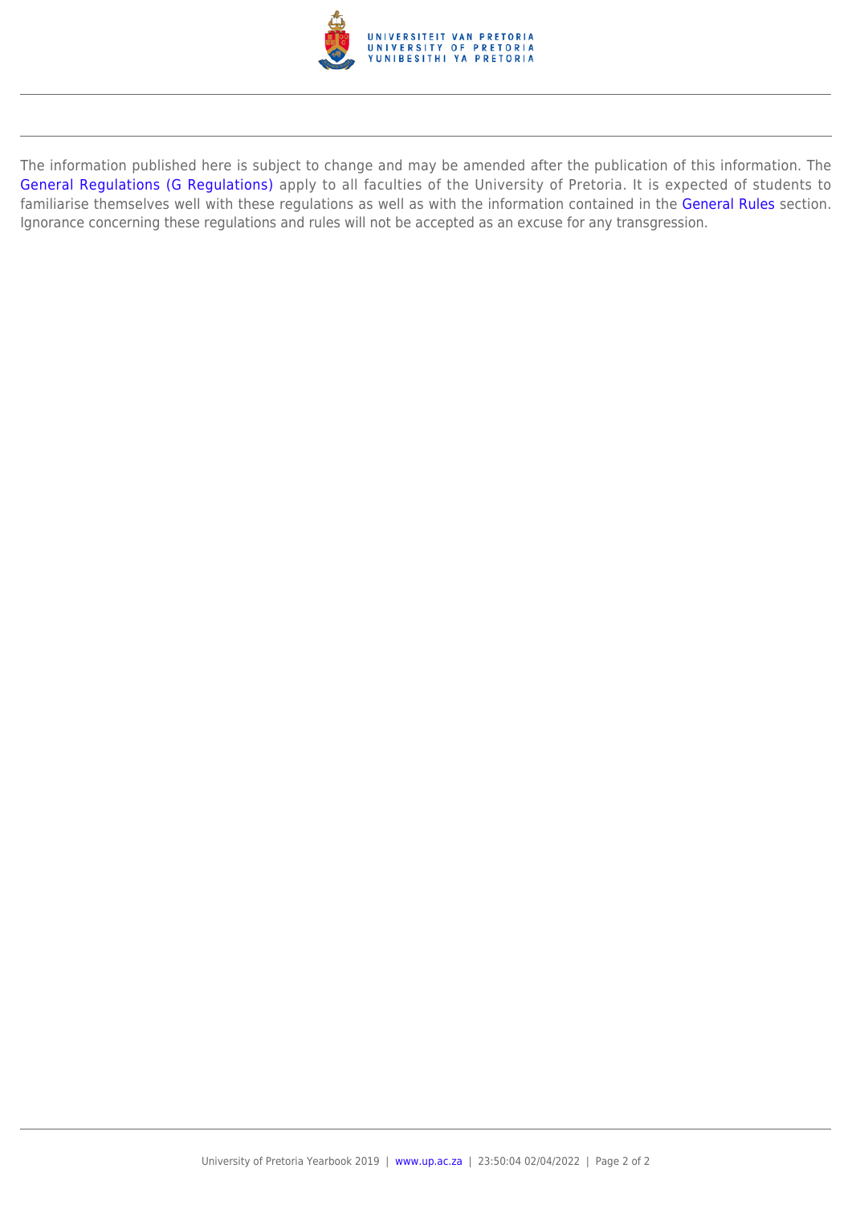The information published here is subject to change and may be amended after the publication of this information. The General Regulations (G Regulations) apply to all faculties of the University of Pretoria. It is expected of students to familiarise themselves well with these regulations as well as with the information contained in the General Rules section. Ignorance concerning these regulations and rules will not be accepted as an excuse for any transgression.